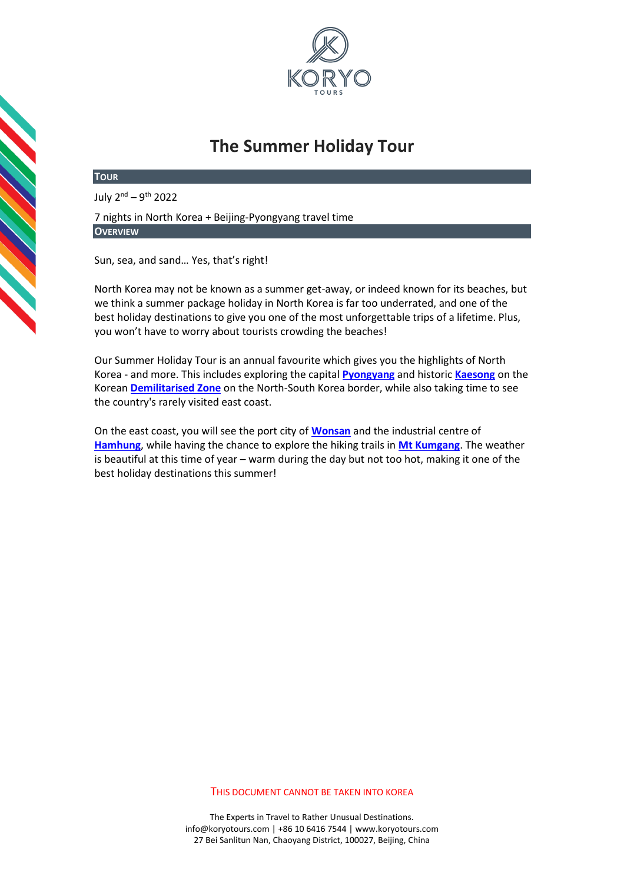# The Summer Holiday Tour

## Tour

July 2nd – 9th 2022

7 nights in North Korea + Beijing-Pyongyang travel time

## Overview

Sun, sea, and sand… Yes, that's right!

North Korea may not be known as a summer get-away, or indeed known for its beaches, but we think a summer package holiday in North Korea is far too underrated, and one of the best holiday destinations to give you one of the most unforgettable trips of a lifetime. Plus, you won't have to worry about tourists crowding the beaches!

Our Summer Holiday Tour is an annual favourite which gives you the highlights of North Korea - and more. This includes exploring the capital **Pyongyang** and historic **Kaesong** on the Korean **Demilitarised Zone** on the North-South Korea border, while also taking time to see the country's rarely visited east coast.

On the east coast, you will see the port city of **Wonsan** and the industrial centre of **Hamhung**, while having the chance to explore the hiking trails in **Mt Kumgang**. The weather is beautiful at this time of year – warm during the day but not too hot, making it one of the best holiday destinations this summer!

THIS DOCUMENT CANNOT BE TAKEN INTO KOREA

The Experts in Travel to Rather Unusual Destinations.
info@koryotours.com | +86 10 6416 7544 | www.koryotours.com
27 Bei Sanlitun Nan, Chaoyang District, 100027, Beijing, China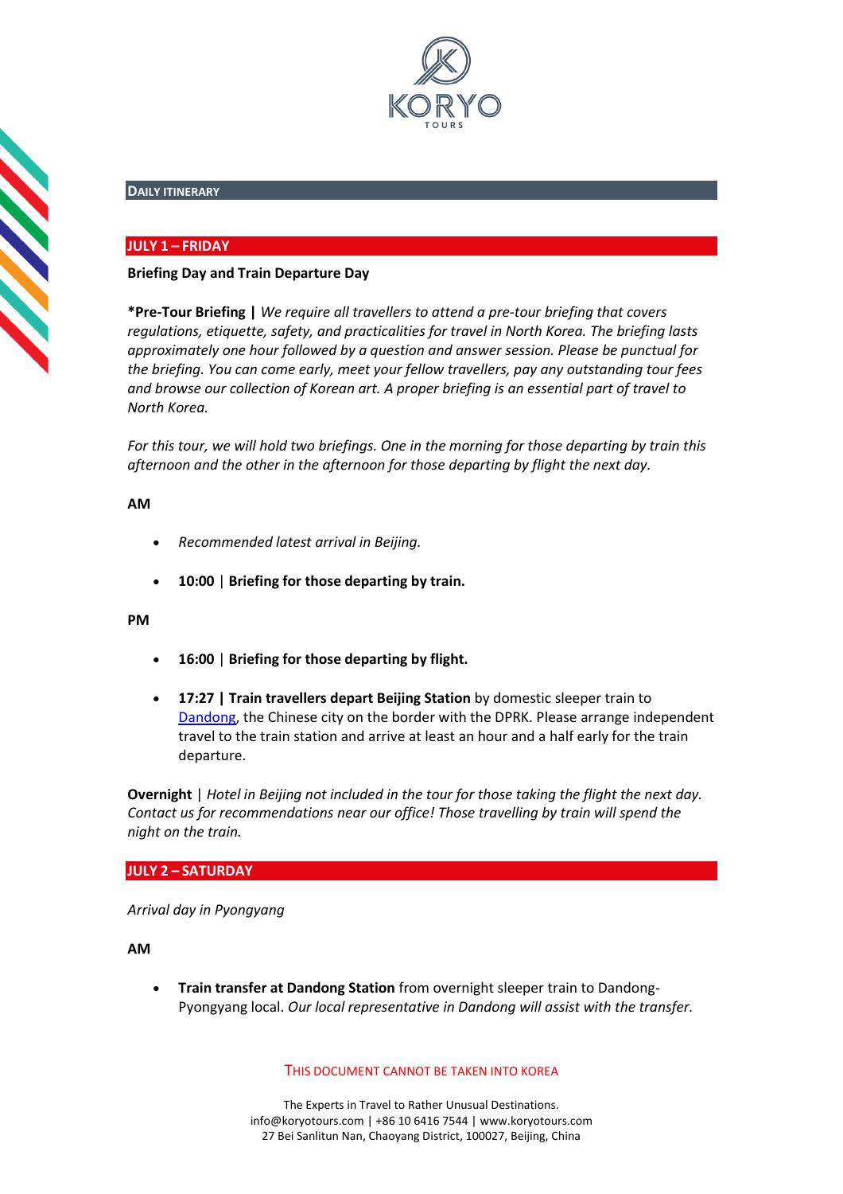## DAILY ITINERARY

### JULY 1 – FRIDAY

**Briefing Day and Train Departure Day**

**\*Pre-Tour Briefing |** *We require all travellers to attend a pre-tour briefing that covers regulations, etiquette, safety, and practicalities for travel in North Korea. The briefing lasts approximately one hour followed by a question and answer session. Please be punctual for the briefing. You can come early, meet your fellow travellers, pay any outstanding tour fees and browse our collection of Korean art. A proper briefing is an essential part of travel to North Korea.*

*For this tour, we will hold two briefings. One in the morning for those departing by train this afternoon and the other in the afternoon for those departing by flight the next day.*

**AM**

- *Recommended latest arrival in Beijing.*
- **10:00** | **Briefing for those departing by train.**

**PM**

- **16:00** | **Briefing for those departing by flight.**
- **17:27 | Train travellers depart Beijing Station** by domestic sleeper train to Dandong, the Chinese city on the border with the DPRK. Please arrange independent travel to the train station and arrive at least an hour and a half early for the train departure.

**Overnight** | *Hotel in Beijing not included in the tour for those taking the flight the next day. Contact us for recommendations near our office! Those travelling by train will spend the night on the train.*

### JULY 2 – SATURDAY

*Arrival day in Pyongyang*

**AM**

- **Train transfer at Dandong Station** from overnight sleeper train to Dandong-Pyongyang local. *Our local representative in Dandong will assist with the transfer.*

THIS DOCUMENT CANNOT BE TAKEN INTO KOREA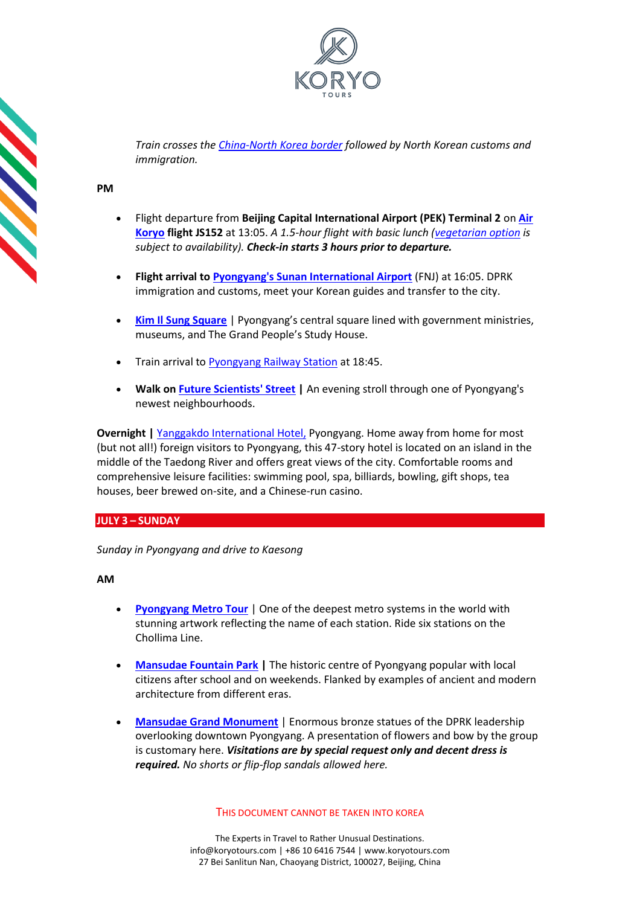*Train crosses the China-North Korea border followed by North Korean customs and immigration.*

**PM**

- Flight departure from **Beijing Capital International Airport (PEK) Terminal 2** on **Air Koryo flight JS152** at 13:05. *A 1.5-hour flight with basic lunch (vegetarian option is subject to availability).* ***Check-in starts 3 hours prior to departure.***

- **Flight arrival to Pyongyang's Sunan International Airport** (FNJ) at 16:05. DPRK immigration and customs, meet your Korean guides and transfer to the city.

- **Kim Il Sung Square** | Pyongyang's central square lined with government ministries, museums, and The Grand People's Study House.

- Train arrival to Pyongyang Railway Station at 18:45.

- **Walk on Future Scientists' Street |** An evening stroll through one of Pyongyang's newest neighbourhoods.

**Overnight |** Yanggakdo International Hotel, Pyongyang. Home away from home for most (but not all!) foreign visitors to Pyongyang, this 47-story hotel is located on an island in the middle of the Taedong River and offers great views of the city. Comfortable rooms and comprehensive leisure facilities: swimming pool, spa, billiards, bowling, gift shops, tea houses, beer brewed on-site, and a Chinese-run casino.

## JULY 3 – SUNDAY

*Sunday in Pyongyang and drive to Kaesong*

**AM**

- **Pyongyang Metro Tour** | One of the deepest metro systems in the world with stunning artwork reflecting the name of each station. Ride six stations on the Chollima Line.

- **Mansudae Fountain Park |** The historic centre of Pyongyang popular with local citizens after school and on weekends. Flanked by examples of ancient and modern architecture from different eras.

- **Mansudae Grand Monument** | Enormous bronze statues of the DPRK leadership overlooking downtown Pyongyang. A presentation of flowers and bow by the group is customary here. ***Visitations are by special request only and decent dress is required.*** *No shorts or flip-flop sandals allowed here.*

THIS DOCUMENT CANNOT BE TAKEN INTO KOREA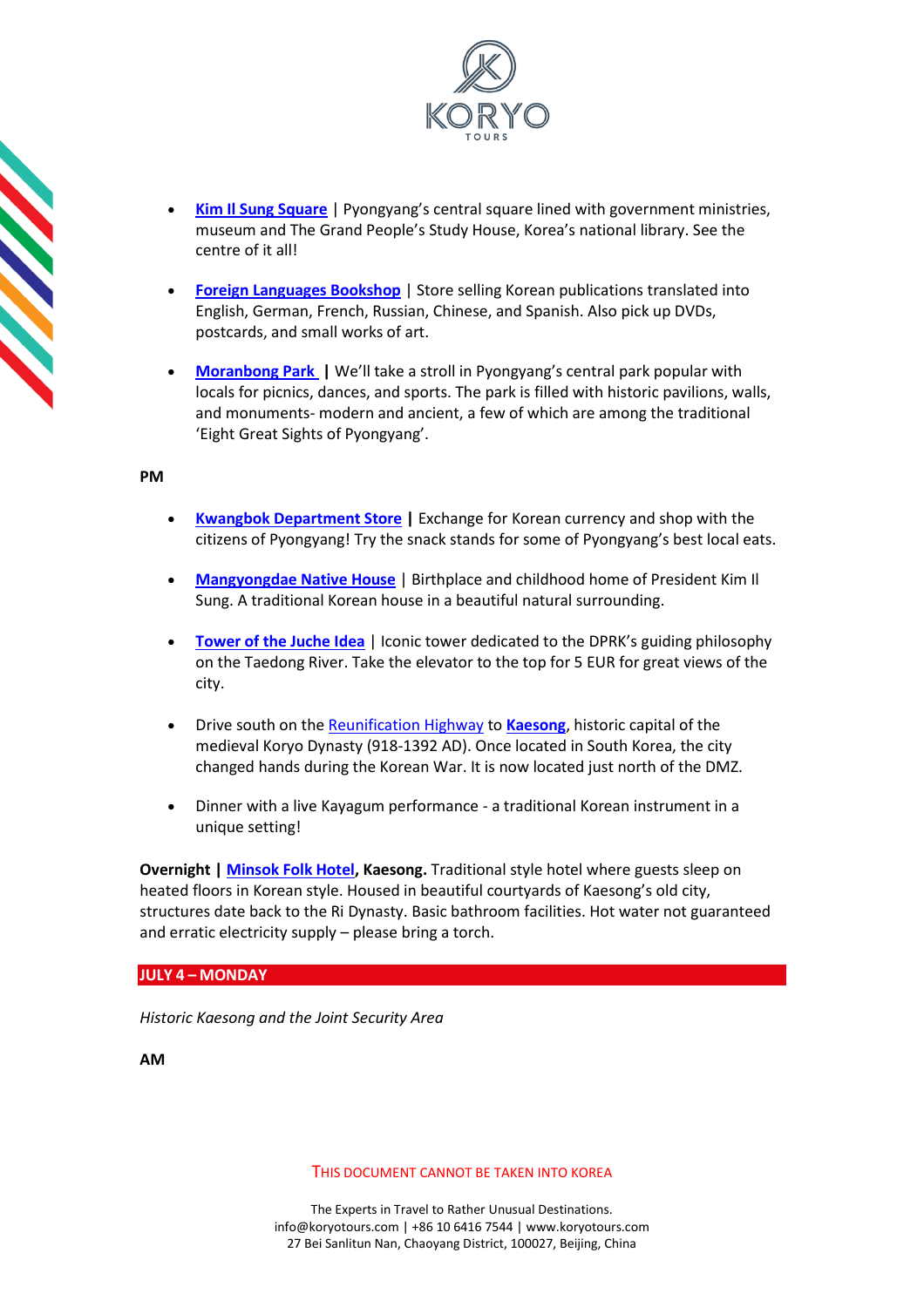- **Kim Il Sung Square** | Pyongyang's central square lined with government ministries, museum and The Grand People's Study House, Korea's national library. See the centre of it all!

- **Foreign Languages Bookshop** | Store selling Korean publications translated into English, German, French, Russian, Chinese, and Spanish. Also pick up DVDs, postcards, and small works of art.

- **Moranbong Park** | We'll take a stroll in Pyongyang's central park popular with locals for picnics, dances, and sports. The park is filled with historic pavilions, walls, and monuments- modern and ancient, a few of which are among the traditional 'Eight Great Sights of Pyongyang'.

**PM**

- **Kwangbok Department Store** | Exchange for Korean currency and shop with the citizens of Pyongyang! Try the snack stands for some of Pyongyang's best local eats.

- **Mangyongdae Native House** | Birthplace and childhood home of President Kim Il Sung. A traditional Korean house in a beautiful natural surrounding.

- **Tower of the Juche Idea** | Iconic tower dedicated to the DPRK's guiding philosophy on the Taedong River. Take the elevator to the top for 5 EUR for great views of the city.

- Drive south on the Reunification Highway to **Kaesong**, historic capital of the medieval Koryo Dynasty (918-1392 AD). Once located in South Korea, the city changed hands during the Korean War. It is now located just north of the DMZ.

- Dinner with a live Kayagum performance - a traditional Korean instrument in a unique setting!

**Overnight | Minsok Folk Hotel, Kaesong.** Traditional style hotel where guests sleep on heated floors in Korean style. Housed in beautiful courtyards of Kaesong's old city, structures date back to the Ri Dynasty. Basic bathroom facilities. Hot water not guaranteed and erratic electricity supply – please bring a torch.

## JULY 4 – MONDAY

*Historic Kaesong and the Joint Security Area*

**AM**

THIS DOCUMENT CANNOT BE TAKEN INTO KOREA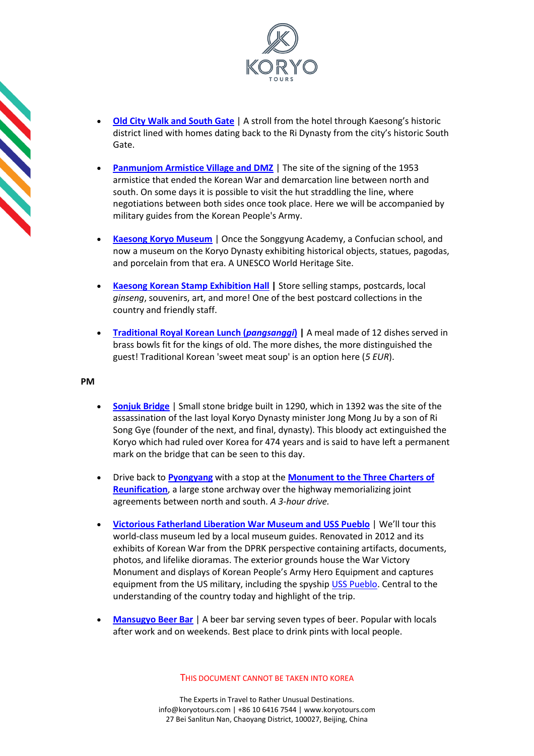- **Old City Walk and South Gate** | A stroll from the hotel through Kaesong's historic district lined with homes dating back to the Ri Dynasty from the city's historic South Gate.

- **Panmunjom Armistice Village and DMZ** | The site of the signing of the 1953 armistice that ended the Korean War and demarcation line between north and south. On some days it is possible to visit the hut straddling the line, where negotiations between both sides once took place. Here we will be accompanied by military guides from the Korean People's Army.

- **Kaesong Koryo Museum** | Once the Songgyung Academy, a Confucian school, and now a museum on the Koryo Dynasty exhibiting historical objects, statues, pagodas, and porcelain from that era. A UNESCO World Heritage Site.

- **Kaesong Korean Stamp Exhibition Hall** **|** Store selling stamps, postcards, local *ginseng*, souvenirs, art, and more! One of the best postcard collections in the country and friendly staff.

- **Traditional Royal Korean Lunch (*pangsanggi*)** **|** A meal made of 12 dishes served in brass bowls fit for the kings of old. The more dishes, the more distinguished the guest! Traditional Korean 'sweet meat soup' is an option here (*5 EUR*).

**PM**

- **Sonjuk Bridge** | Small stone bridge built in 1290, which in 1392 was the site of the assassination of the last loyal Koryo Dynasty minister Jong Mong Ju by a son of Ri Song Gye (founder of the next, and final, dynasty). This bloody act extinguished the Koryo which had ruled over Korea for 474 years and is said to have left a permanent mark on the bridge that can be seen to this day.

- Drive back to **Pyongyang** with a stop at the **Monument to the Three Charters of Reunification**, a large stone archway over the highway memorializing joint agreements between north and south. *A 3-hour drive.*

- **Victorious Fatherland Liberation War Museum and USS Pueblo** | We'll tour this world-class museum led by a local museum guides. Renovated in 2012 and its exhibits of Korean War from the DPRK perspective containing artifacts, documents, photos, and lifelike dioramas. The exterior grounds house the War Victory Monument and displays of Korean People's Army Hero Equipment and captures equipment from the US military, including the spyship USS Pueblo. Central to the understanding of the country today and highlight of the trip.

- **Mansugyo Beer Bar** | A beer bar serving seven types of beer. Popular with locals after work and on weekends. Best place to drink pints with local people.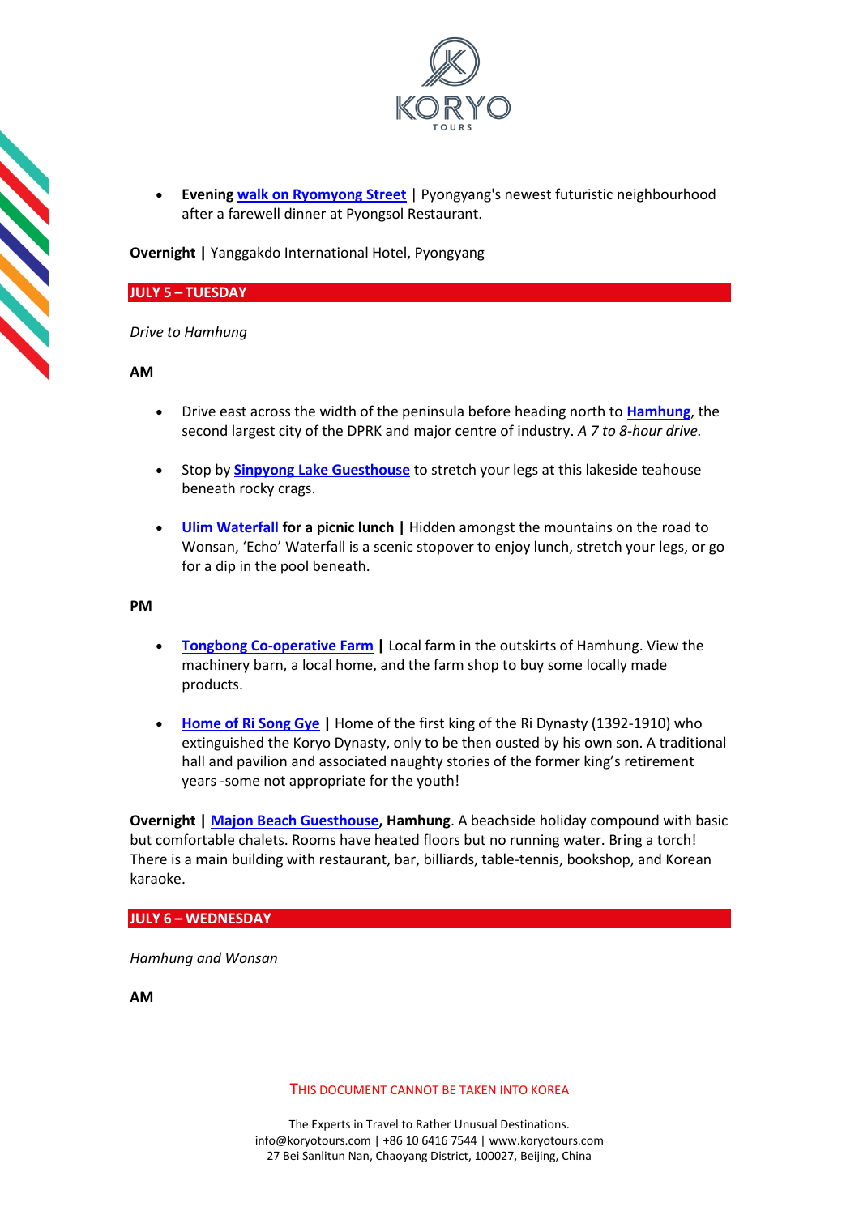- **Evening walk on Ryomyong Street** | Pyongyang's newest futuristic neighbourhood after a farewell dinner at Pyongsol Restaurant.

**Overnight |** Yanggakdo International Hotel, Pyongyang

## JULY 5 – TUESDAY

*Drive to Hamhung*

**AM**

- Drive east across the width of the peninsula before heading north to **Hamhung**, the second largest city of the DPRK and major centre of industry. *A 7 to 8-hour drive.*

- Stop by **Sinpyong Lake Guesthouse** to stretch your legs at this lakeside teahouse beneath rocky crags.

- **Ulim Waterfall for a picnic lunch |** Hidden amongst the mountains on the road to Wonsan, 'Echo' Waterfall is a scenic stopover to enjoy lunch, stretch your legs, or go for a dip in the pool beneath.

**PM**

- **Tongbong Co-operative Farm |** Local farm in the outskirts of Hamhung. View the machinery barn, a local home, and the farm shop to buy some locally made products.

- **Home of Ri Song Gye |** Home of the first king of the Ri Dynasty (1392-1910) who extinguished the Koryo Dynasty, only to be then ousted by his own son. A traditional hall and pavilion and associated naughty stories of the former king's retirement years -some not appropriate for the youth!

**Overnight | Majon Beach Guesthouse, Hamhung**. A beachside holiday compound with basic but comfortable chalets. Rooms have heated floors but no running water. Bring a torch! There is a main building with restaurant, bar, billiards, table-tennis, bookshop, and Korean karaoke.

## JULY 6 – WEDNESDAY

*Hamhung and Wonsan*

**AM**

THIS DOCUMENT CANNOT BE TAKEN INTO KOREA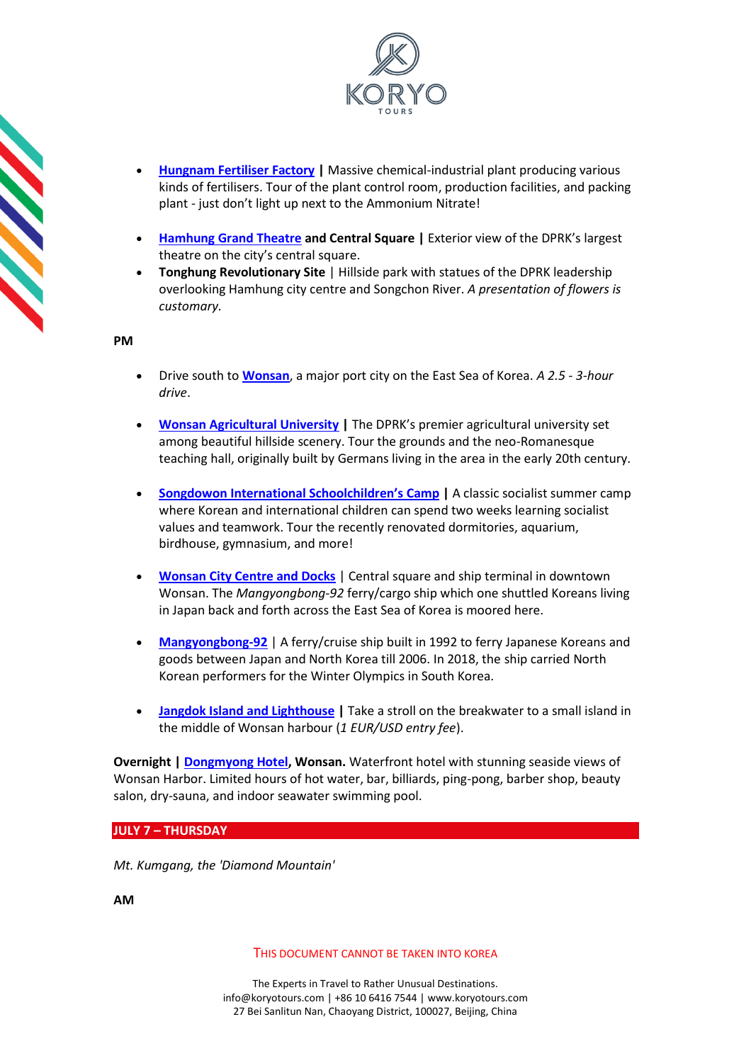- **Hungnam Fertiliser Factory |** Massive chemical-industrial plant producing various kinds of fertilisers. Tour of the plant control room, production facilities, and packing plant - just don't light up next to the Ammonium Nitrate!

- **Hamhung Grand Theatre and Central Square |** Exterior view of the DPRK's largest theatre on the city's central square.
- **Tonghung Revolutionary Site** | Hillside park with statues of the DPRK leadership overlooking Hamhung city centre and Songchon River. *A presentation of flowers is customary.*

**PM**

- Drive south to **Wonsan**, a major port city on the East Sea of Korea. *A 2.5 - 3-hour drive*.

- **Wonsan Agricultural University |** The DPRK's premier agricultural university set among beautiful hillside scenery. Tour the grounds and the neo-Romanesque teaching hall, originally built by Germans living in the area in the early 20th century.

- **Songdowon International Schoolchildren's Camp |** A classic socialist summer camp where Korean and international children can spend two weeks learning socialist values and teamwork. Tour the recently renovated dormitories, aquarium, birdhouse, gymnasium, and more!

- **Wonsan City Centre and Docks** | Central square and ship terminal in downtown Wonsan. The *Mangyongbong-92* ferry/cargo ship which one shuttled Koreans living in Japan back and forth across the East Sea of Korea is moored here.

- **Mangyongbong-92** | A ferry/cruise ship built in 1992 to ferry Japanese Koreans and goods between Japan and North Korea till 2006. In 2018, the ship carried North Korean performers for the Winter Olympics in South Korea.

- **Jangdok Island and Lighthouse |** Take a stroll on the breakwater to a small island in the middle of Wonsan harbour (*1 EUR/USD entry fee*).

**Overnight | Dongmyong Hotel, Wonsan.** Waterfront hotel with stunning seaside views of Wonsan Harbor. Limited hours of hot water, bar, billiards, ping-pong, barber shop, beauty salon, dry-sauna, and indoor seawater swimming pool.

## JULY 7 – THURSDAY

*Mt. Kumgang, the 'Diamond Mountain'*

**AM**

THIS DOCUMENT CANNOT BE TAKEN INTO KOREA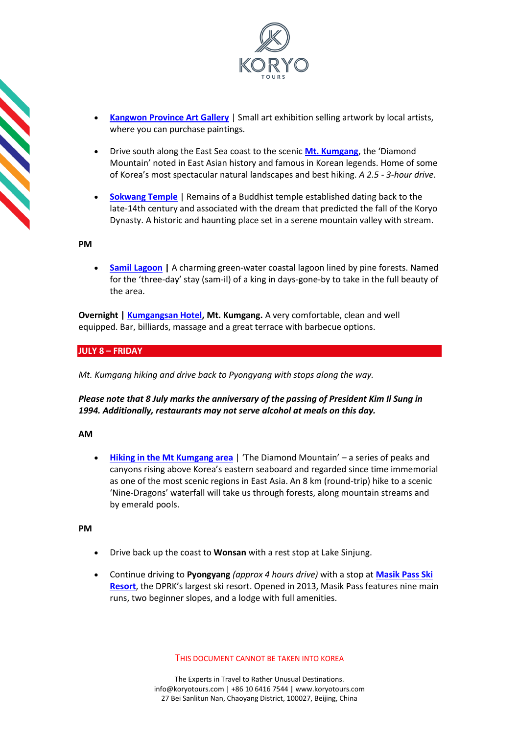- **Kangwon Province Art Gallery** | Small art exhibition selling artwork by local artists, where you can purchase paintings.

- Drive south along the East Sea coast to the scenic **Mt. Kumgang**, the 'Diamond Mountain' noted in East Asian history and famous in Korean legends. Home of some of Korea's most spectacular natural landscapes and best hiking. *A 2.5 - 3-hour drive*.

- **Sokwang Temple** | Remains of a Buddhist temple established dating back to the late-14th century and associated with the dream that predicted the fall of the Koryo Dynasty. A historic and haunting place set in a serene mountain valley with stream.

**PM**

- **Samil Lagoon** **|** A charming green-water coastal lagoon lined by pine forests. Named for the 'three-day' stay (sam-il) of a king in days-gone-by to take in the full beauty of the area.

**Overnight | Kumgangsan Hotel, Mt. Kumgang.** A very comfortable, clean and well equipped. Bar, billiards, massage and a great terrace with barbecue options.

## JULY 8 – FRIDAY

*Mt. Kumgang hiking and drive back to Pyongyang with stops along the way.*

***Please note that 8 July marks the anniversary of the passing of President Kim Il Sung in 1994. Additionally, restaurants may not serve alcohol at meals on this day.***

**AM**

- **Hiking in the Mt Kumgang area** | 'The Diamond Mountain' – a series of peaks and canyons rising above Korea's eastern seaboard and regarded since time immemorial as one of the most scenic regions in East Asia. An 8 km (round-trip) hike to a scenic 'Nine-Dragons' waterfall will take us through forests, along mountain streams and by emerald pools.

**PM**

- Drive back up the coast to **Wonsan** with a rest stop at Lake Sinjung.

- Continue driving to **Pyongyang** *(approx 4 hours drive)* with a stop at **Masik Pass Ski Resort**, the DPRK's largest ski resort. Opened in 2013, Masik Pass features nine main runs, two beginner slopes, and a lodge with full amenities.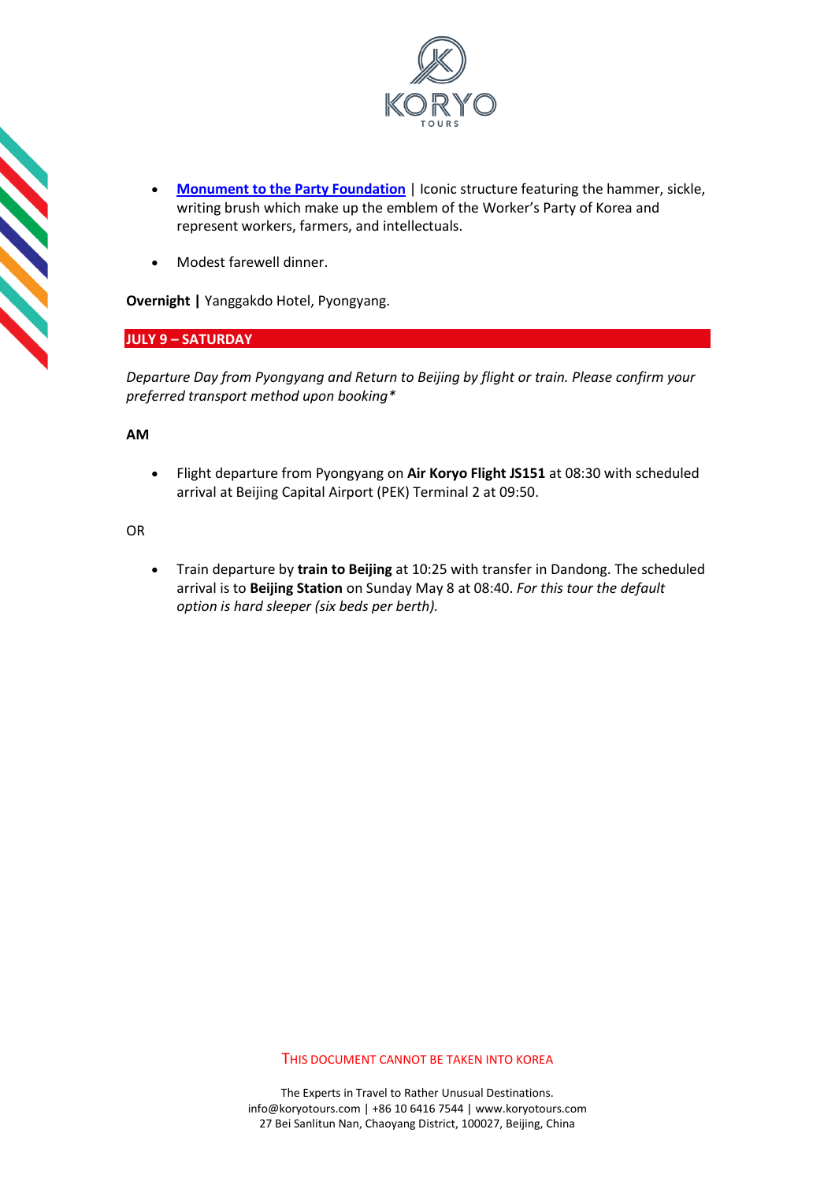- **[Monument to the Party Foundation]** | Iconic structure featuring the hammer, sickle, writing brush which make up the emblem of the Worker's Party of Korea and represent workers, farmers, and intellectuals.

- Modest farewell dinner.

**Overnight |** Yanggakdo Hotel, Pyongyang.

## JULY 9 – SATURDAY

*Departure Day from Pyongyang and Return to Beijing by flight or train. Please confirm your preferred transport method upon booking**

**AM**

- Flight departure from Pyongyang on **Air Koryo Flight JS151** at 08:30 with scheduled arrival at Beijing Capital Airport (PEK) Terminal 2 at 09:50.

OR

- Train departure by **train to Beijing** at 10:25 with transfer in Dandong. The scheduled arrival is to **Beijing Station** on Sunday May 8 at 08:40. *For this tour the default option is hard sleeper (six beds per berth).*

THIS DOCUMENT CANNOT BE TAKEN INTO KOREA

The Experts in Travel to Rather Unusual Destinations.
info@koryotours.com | +86 10 6416 7544 | www.koryotours.com
27 Bei Sanlitun Nan, Chaoyang District, 100027, Beijing, China